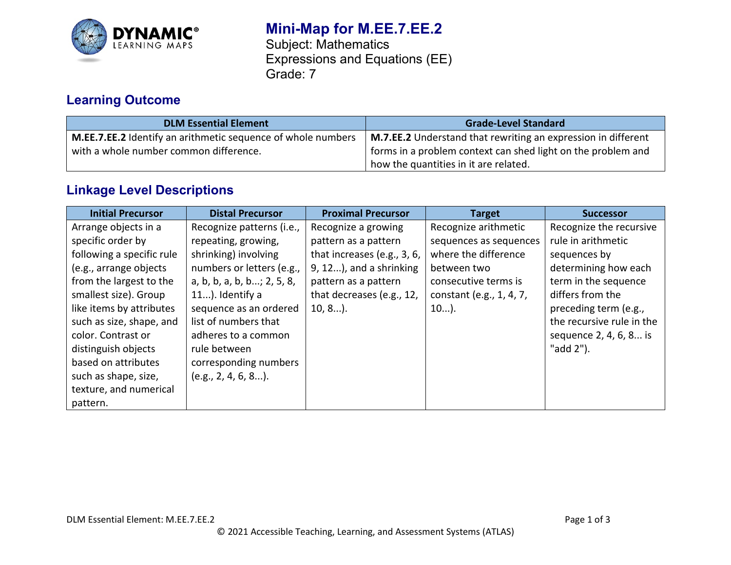# Mini-Map for M.EE.7.EE.2

Subject: Mathematics
Expressions and Equations (EE)
Grade: 7

## Learning Outcome

| DLM Essential Element | Grade-Level Standard |
| --- | --- |
| **M.EE.7.EE.2** Identify an arithmetic sequence of whole numbers with a whole number common difference. | **M.7.EE.2** Understand that rewriting an expression in different forms in a problem context can shed light on the problem and how the quantities in it are related. |

## Linkage Level Descriptions

| Initial Precursor | Distal Precursor | Proximal Precursor | Target | Successor |
| --- | --- | --- | --- | --- |
| Arrange objects in a specific order by following a specific rule (e.g., arrange objects from the largest to the smallest size). Group like items by attributes such as size, shape, and color. Contrast or distinguish objects based on attributes such as shape, size, texture, and numerical pattern. | Recognize patterns (i.e., repeating, growing, shrinking) involving numbers or letters (e.g., a, b, b, a, b, b...; 2, 5, 8, 11...). Identify a sequence as an ordered list of numbers that adheres to a common rule between corresponding numbers (e.g., 2, 4, 6, 8...). | Recognize a growing pattern as a pattern that increases (e.g., 3, 6, 9, 12...), and a shrinking pattern as a pattern that decreases (e.g., 12, 10, 8...). | Recognize arithmetic sequences as sequences where the difference between two consecutive terms is constant (e.g., 1, 4, 7, 10...). | Recognize the recursive rule in arithmetic sequences by determining how each term in the sequence differs from the preceding term (e.g., the recursive rule in the sequence 2, 4, 6, 8... is "add 2"). |

DLM Essential Element: M.EE.7.EE.2

© 2021 Accessible Teaching, Learning, and Assessment Systems (ATLAS)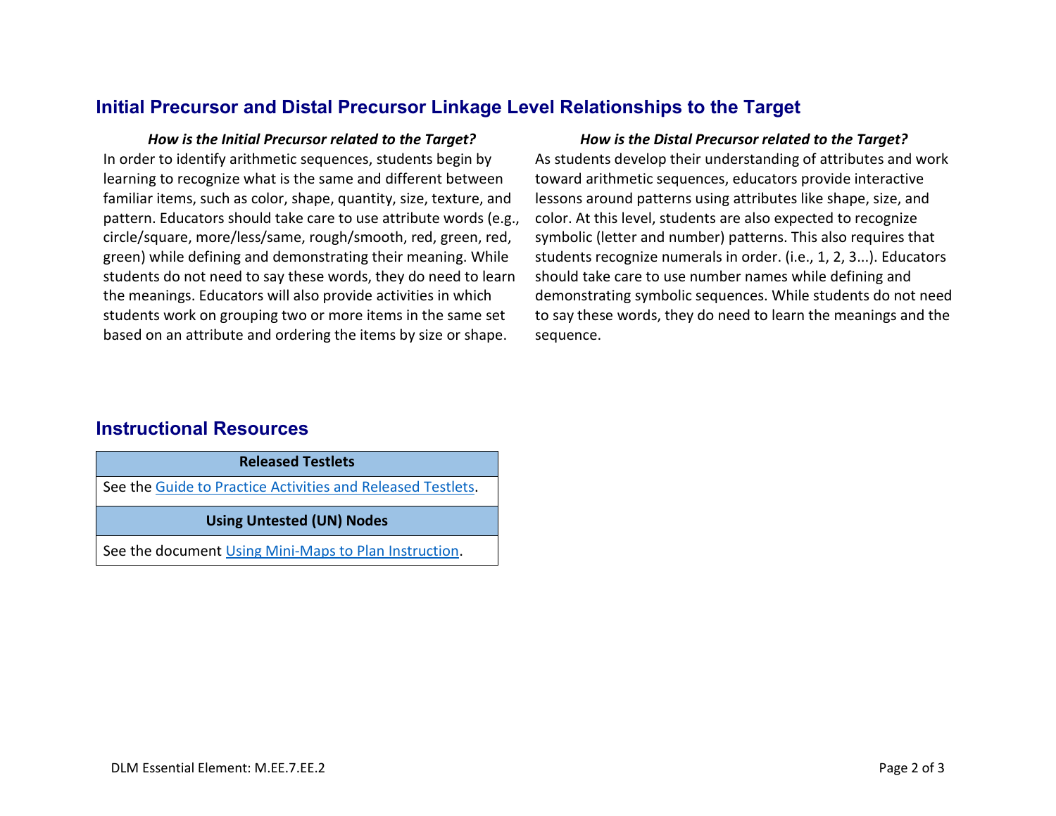## Initial Precursor and Distal Precursor Linkage Level Relationships to the Target

***How is the Initial Precursor related to the Target?***

In order to identify arithmetic sequences, students begin by learning to recognize what is the same and different between familiar items, such as color, shape, quantity, size, texture, and pattern. Educators should take care to use attribute words (e.g., circle/square, more/less/same, rough/smooth, red, green, red, green) while defining and demonstrating their meaning. While students do not need to say these words, they do need to learn the meanings. Educators will also provide activities in which students work on grouping two or more items in the same set based on an attribute and ordering the items by size or shape.

***How is the Distal Precursor related to the Target?***

As students develop their understanding of attributes and work toward arithmetic sequences, educators provide interactive lessons around patterns using attributes like shape, size, and color. At this level, students are also expected to recognize symbolic (letter and number) patterns. This also requires that students recognize numerals in order. (i.e., 1, 2, 3...). Educators should take care to use number names while defining and demonstrating symbolic sequences. While students do not need to say these words, they do need to learn the meanings and the sequence.

## Instructional Resources

| **Released Testlets** |
| --- |
| See the Guide to Practice Activities and Released Testlets. |
| **Using Untested (UN) Nodes** |
| See the document Using Mini-Maps to Plan Instruction. |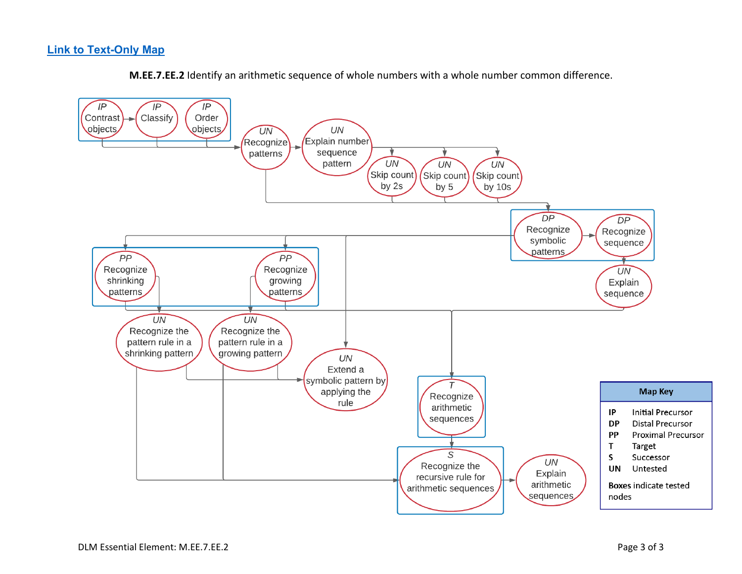[Link to Text-Only Map]

**M.EE.7.EE.2** Identify an arithmetic sequence of whole numbers with a whole number common difference.

IP
Contrast objects

IP
Classify

IP
Order objects

UN
Recognize patterns

UN
Explain number sequence pattern

UN
Skip count by 2s

UN
Skip count by 5

UN
Skip count by 10s

DP
Recognize symbolic patterns

DP
Recognize sequence

UN
Explain sequence

PP
Recognize shrinking patterns

PP
Recognize growing patterns

UN
Recognize the pattern rule in a shrinking pattern

UN
Recognize the pattern rule in a growing pattern

UN
Extend a symbolic pattern by applying the rule

T
Recognize arithmetic sequences

S
Recognize the recursive rule for arithmetic sequences

UN
Explain arithmetic sequences

| Map Key | |
|---|---|
| **IP** | Initial Precursor |
| **DP** | Distal Precursor |
| **PP** | Proximal Precursor |
| **T** | Target |
| **S** | Successor |
| **UN** | Untested |

**Boxes indicate tested nodes**

DLM Essential Element: M.EE.7.EE.2